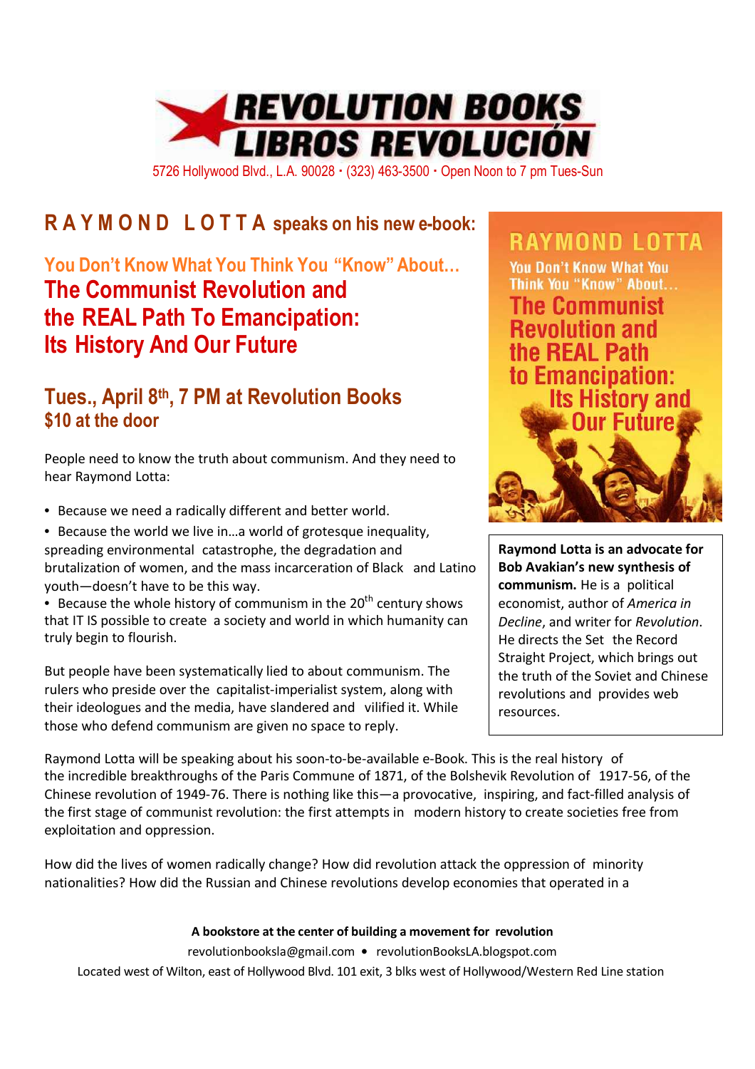# REVOLUTION BOOKS
# LIBROS REVOLUCIÓN

5726 Hollywood Blvd., L.A. 90028 • (323) 463-3500 • Open Noon to 7 pm Tues-Sun

## RAYMOND LOTTA speaks on his new e-book:

### You Don't Know What You Think You "Know" About… The Communist Revolution and the REAL Path To Emancipation: Its History And Our Future

### Tues., April 8th, 7 PM at Revolution Books
### $10 at the door

People need to know the truth about communism. And they need to hear Raymond Lotta:

- Because we need a radically different and better world.
- Because the world we live in…a world of grotesque inequality, spreading environmental catastrophe, the degradation and brutalization of women, and the mass incarceration of Black and Latino youth—doesn't have to be this way.
- Because the whole history of communism in the 20th century shows that IT IS possible to create a society and world in which humanity can truly begin to flourish.

But people have been systematically lied to about communism. The rulers who preside over the capitalist-imperialist system, along with their ideologues and the media, have slandered and vilified it. While those who defend communism are given no space to reply.

RAYMOND LOTTA

You Don't Know What You Think You "Know" About… The Communist Revolution and the REAL Path to Emancipation: Its History and Our Future

**Raymond Lotta is an advocate for Bob Avakian's new synthesis of communism.** He is a political economist, author of *America in Decline*, and writer for *Revolution*. He directs the Set the Record Straight Project, which brings out the truth of the Soviet and Chinese revolutions and provides web resources.

Raymond Lotta will be speaking about his soon-to-be-available e-Book. This is the real history of the incredible breakthroughs of the Paris Commune of 1871, of the Bolshevik Revolution of 1917-56, of the Chinese revolution of 1949-76. There is nothing like this—a provocative, inspiring, and fact-filled analysis of the first stage of communist revolution: the first attempts in modern history to create societies free from exploitation and oppression.

How did the lives of women radically change? How did revolution attack the oppression of minority nationalities? How did the Russian and Chinese revolutions develop economies that operated in a

**A bookstore at the center of building a movement for revolution**

revolutionbooksla@gmail.com • revolutionBooksLA.blogspot.com

Located west of Wilton, east of Hollywood Blvd. 101 exit, 3 blks west of Hollywood/Western Red Line station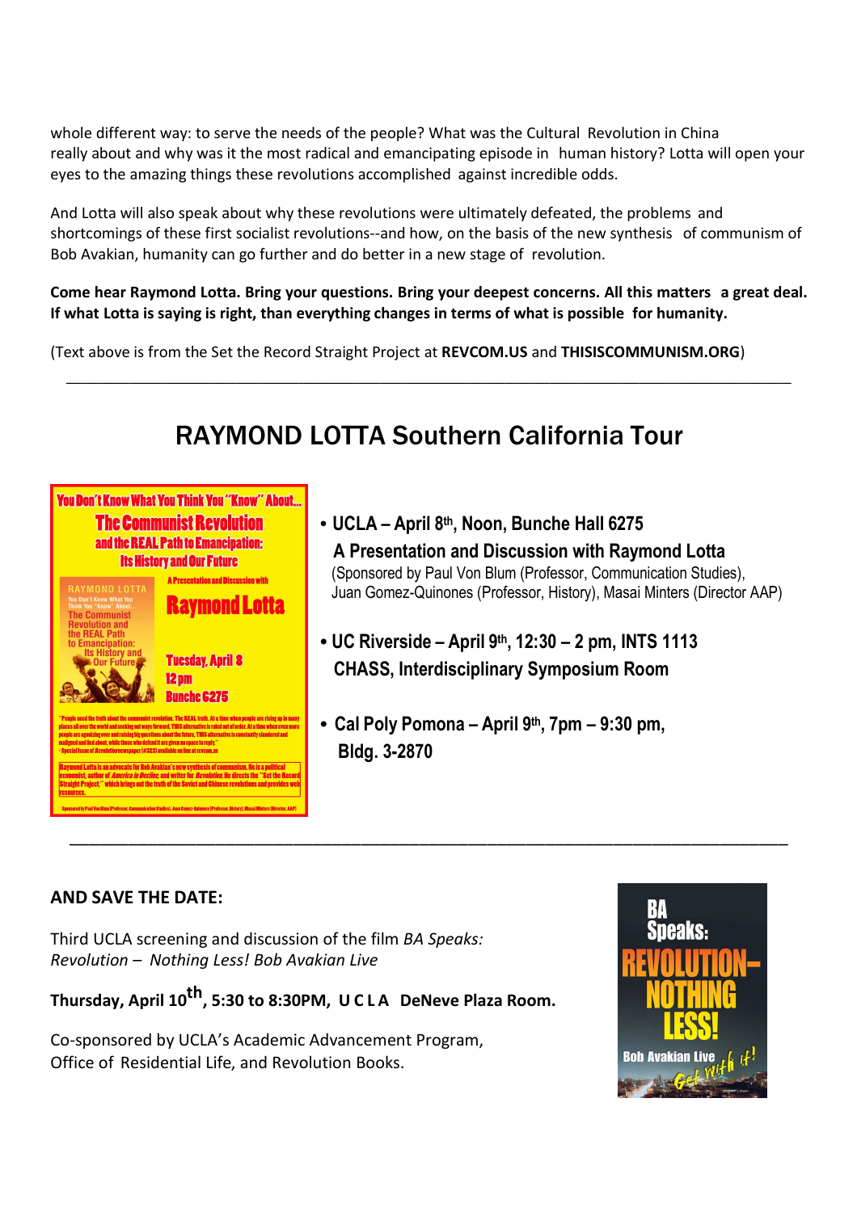whole different way: to serve the needs of the people? What was the Cultural Revolution in China really about and why was it the most radical and emancipating episode in human history? Lotta will open your eyes to the amazing things these revolutions accomplished against incredible odds.

And Lotta will also speak about why these revolutions were ultimately defeated, the problems and shortcomings of these first socialist revolutions--and how, on the basis of the new synthesis of communism of Bob Avakian, humanity can go further and do better in a new stage of revolution.

**Come hear Raymond Lotta. Bring your questions. Bring your deepest concerns. All this matters a great deal. If what Lotta is saying is right, than everything changes in terms of what is possible for humanity.**

(Text above is from the Set the Record Straight Project at **REVCOM.US** and **THISISCOMMUNISM.ORG**)

---

# RAYMOND LOTTA Southern California Tour

- **UCLA – April 8th, Noon, Bunche Hall 6275**
  **A Presentation and Discussion with Raymond Lotta**
  (Sponsored by Paul Von Blum (Professor, Communication Studies), Juan Gomez-Quinones (Professor, History), Masai Minters (Director AAP)

- **UC Riverside – April 9th, 12:30 – 2 pm, INTS 1113**
  **CHASS, Interdisciplinary Symposium Room**

- **Cal Poly Pomona – April 9th, 7pm – 9:30 pm, Bldg. 3-2870**

---

**AND SAVE THE DATE:**

Third UCLA screening and discussion of the film *BA Speaks: Revolution – Nothing Less! Bob Avakian Live*

**Thursday, April 10th, 5:30 to 8:30PM, U C L A DeNeve Plaza Room.**

Co-sponsored by UCLA's Academic Advancement Program, Office of Residential Life, and Revolution Books.